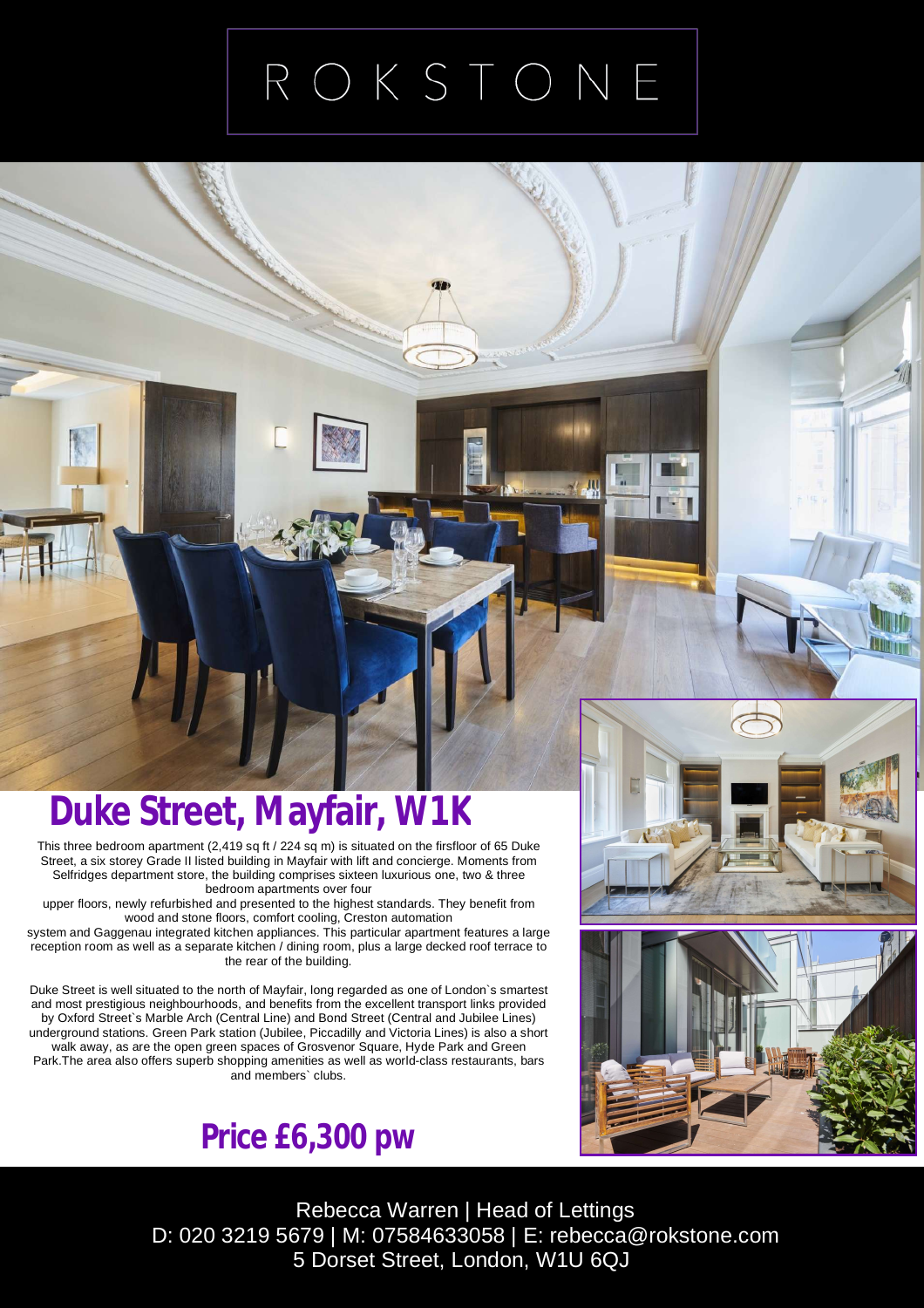ROKSTONE

# Duke Street, Mayfair, W1K

This three bedroom apartment (2,419 sq ft / 224 sq m) is situated on the firsfloor of 65 Duke Street, a six storey Grade II listed building in Mayfair with lift and concierge. Moments from Selfridges department store, the building comprises sixteen luxurious one, two & three bedroom apartments over four upper floors, newly refurbished and presented to the highest standards. They benefit from wood and stone floors, comfort cooling, Creston automation system and Gaggenau integrated kitchen appliances. This particular apartment features a large reception room as well as a separate kitchen / dining room, plus a large decked roof terrace to the rear of the building.

Duke Street is well situated to the north of Mayfair, long regarded as one of London`s smartest and most prestigious neighbourhoods, and benefits from the excellent transport links provided by Oxford Street`s Marble Arch (Central Line) and Bond Street (Central and Jubilee Lines) underground stations. Green Park station (Jubilee, Piccadilly and Victoria Lines) is also a short walk away, as are the open green spaces of Grosvenor Square, Hyde Park and Green Park.The area also offers superb shopping amenities as well as world-class restaurants, bars and members` clubs.

## Price £6,300 pw

Rebecca Warren | Head of Lettings
D: 020 3219 5679 | M: 07584633058 | E: rebecca@rokstone.com
5 Dorset Street, London, W1U 6QJ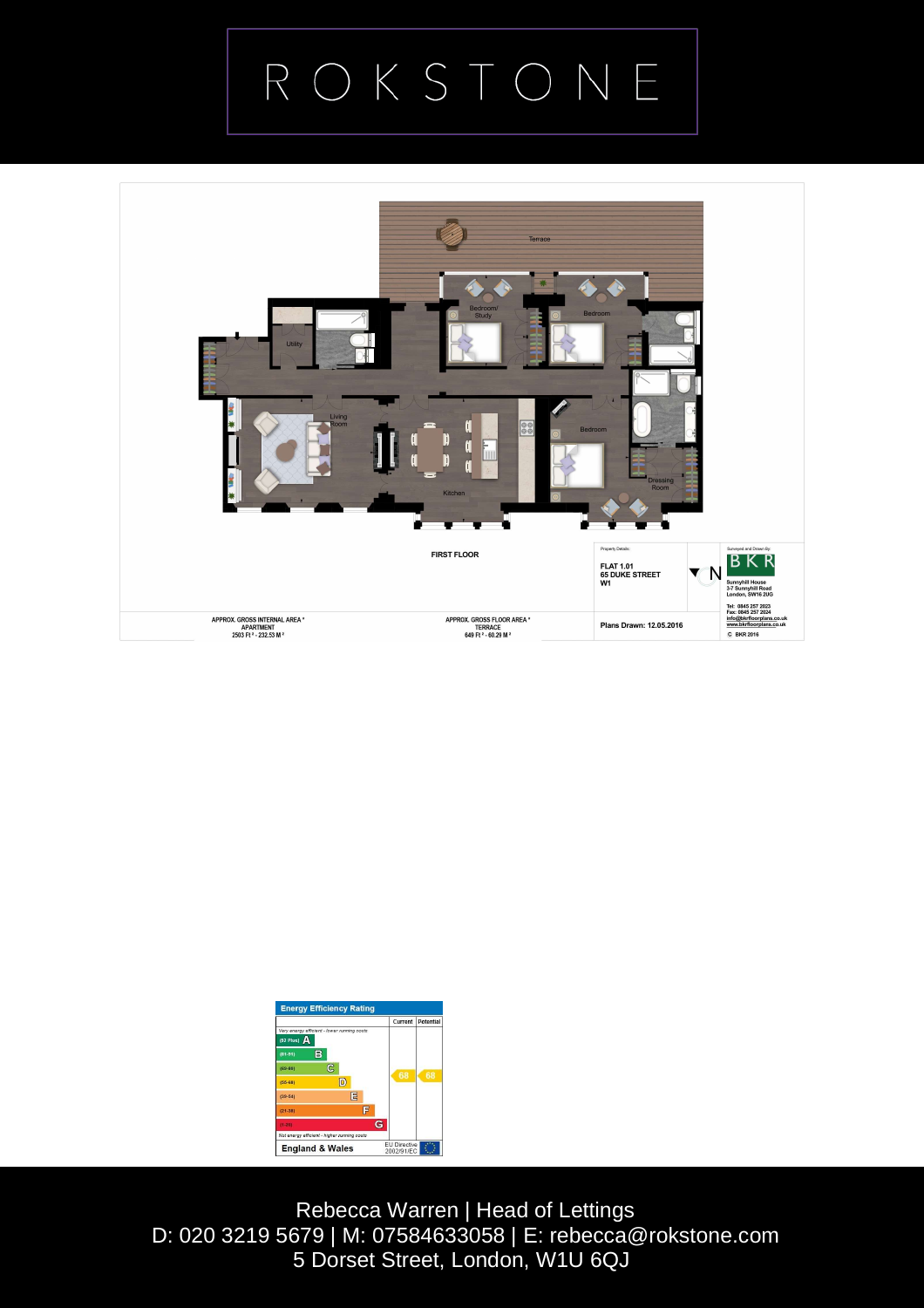# ROKSTONE

Terrace

Bedroom/
Study

Bedroom

Utility

Living
Room

Bedroom

Kitchen

Dressing
Room

FIRST FLOOR

Property Details:

**FLAT 1.01**
**65 DUKE STREET**
**W1**

N

Surveyed and Drawn By:

BKR

Sunnyhill House
3-7 Sunnyhill Road
London, SW16 2UG

Tel: 0845 257 2023
Fax: 0845 257 2024
info@bkrfloorplans.co.uk
www.bkrfloorplans.co.uk

© BKR 2016

APPROX. GROSS INTERNAL AREA *
APARTMENT
2503 Ft ² - 232.53 M ²

APPROX. GROSS FLOOR AREA *
TERRACE
649 Ft ² - 60.29 M ²

Plans Drawn: 12.05.2016

Energy Efficiency Rating

Current | Potential

Very energy efficient - lower running costs

(92 Plus) A

(81-91) B

(69-80) C

(55-68) D

(39-54) E

(21-38) F

(1-20) G

Not energy efficient - higher running costs

68 | 68

England & Wales

EU Directive 2002/91/EC

Rebecca Warren | Head of Lettings
D: 020 3219 5679 | M: 07584633058 | E: rebecca@rokstone.com
5 Dorset Street, London, W1U 6QJ